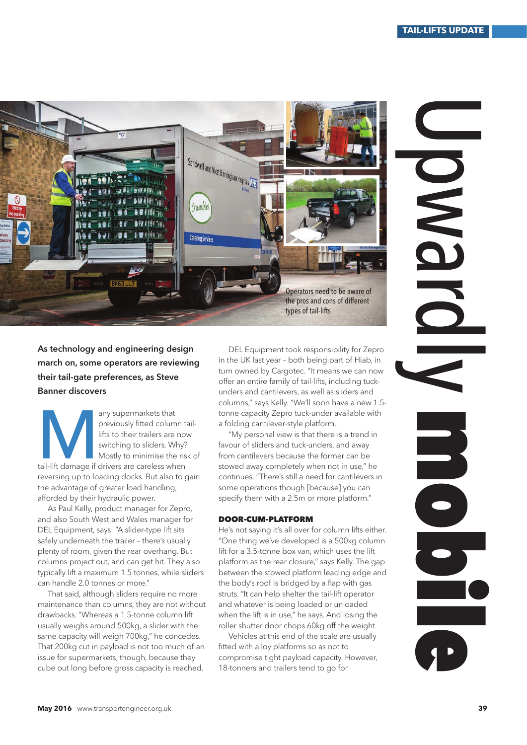# Upwardly mobile

As technology and engineering design march on, some operators are reviewing their tail-gate preferences, as Steve Banner discovers

Operators need to be aware of the pros and cons of different types of tail-lifts

Many supermarkets that previously fitted column tail-lifts to their trailers are now switching to sliders. Why? Mostly to minimise the risk of tail-lift damage if drivers are careless when reversing up to loading docks. But also to gain the advantage of greater load handling, afforded by their hydraulic power.

As Paul Kelly, product manager for Zepro, and also South West and Wales manager for DEL Equipment, says: "A slider-type lift sits safely underneath the trailer – there's usually plenty of room, given the rear overhang. But columns project out, and can get hit. They also typically lift a maximum 1.5 tonnes, while sliders can handle 2.0 tonnes or more."

That said, although sliders require no more maintenance than columns, they are not without drawbacks. "Whereas a 1.5-tonne column lift usually weighs around 500kg, a slider with the same capacity will weigh 700kg," he concedes. That 200kg cut in payload is not too much of an issue for supermarkets, though, because they cube out long before gross capacity is reached.

DEL Equipment took responsibility for Zepro in the UK last year – both being part of Hiab, in turn owned by Cargotec. "It means we can now offer an entire family of tail-lifts, including tuck-unders and cantilevers, as well as sliders and columns," says Kelly. "We'll soon have a new 1.5-tonne capacity Zepro tuck-under available with a folding cantilever-style platform.

"My personal view is that there is a trend in favour of sliders and tuck-unders, and away from cantilevers because the former can be stowed away completely when not in use," he continues. "There's still a need for cantilevers in some operations though [because] you can specify them with a 2.5m or more platform."

## DOOR-CUM-PLATFORM

He's not saying it's all over for column lifts either. "One thing we've developed is a 500kg column lift for a 3.5-tonne box van, which uses the lift platform as the rear closure," says Kelly. The gap between the stowed platform leading edge and the body's roof is bridged by a flap with gas struts. "It can help shelter the tail-lift operator and whatever is being loaded or unloaded when the lift is in use," he says. And losing the roller shutter door chops 60kg off the weight.

Vehicles at this end of the scale are usually fitted with alloy platforms so as not to compromise tight payload capacity. However, 18-tonners and trailers tend to go for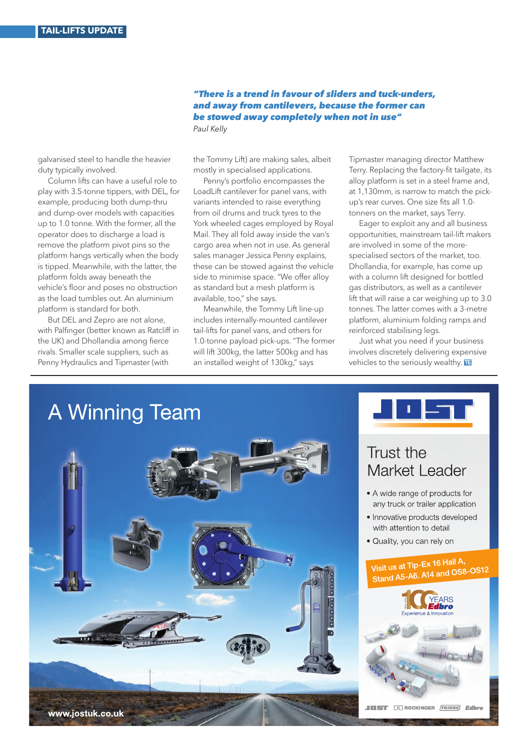> ***"There is a trend in favour of sliders and tuck-unders, and away from cantilevers, because the former can be stowed away completely when not in use"***
> *Paul Kelly*

galvanised steel to handle the heavier duty typically involved.

Column lifts can have a useful role to play with 3.5-tonne tippers, with DEL, for example, producing both dump-thru and dump-over models with capacities up to 1.0 tonne. With the former, all the operator does to discharge a load is remove the platform pivot pins so the platform hangs vertically when the body is tipped. Meanwhile, with the latter, the platform folds away beneath the vehicle's floor and poses no obstruction as the load tumbles out. An aluminium platform is standard for both.

But DEL and Zepro are not alone, with Palfinger (better known as Ratcliff in the UK) and Dhollandia among fierce rivals. Smaller scale suppliers, such as Penny Hydraulics and Tipmaster (with the Tommy Lift) are making sales, albeit mostly in specialised applications.

Penny's portfolio encompasses the LoadLift cantilever for panel vans, with variants intended to raise everything from oil drums and truck tyres to the York wheeled cages employed by Royal Mail. They all fold away inside the van's cargo area when not in use. As general sales manager Jessica Penny explains, these can be stowed against the vehicle side to minimise space. "We offer alloy as standard but a mesh platform is available, too," she says.

Meanwhile, the Tommy Lift line-up includes internally-mounted cantilever tail-lifts for panel vans, and others for 1.0-tonne payload pick-ups. "The former will lift 300kg, the latter 500kg and has an installed weight of 130kg," says Tipmaster managing director Matthew Terry. Replacing the factory-fit tailgate, its alloy platform is set in a steel frame and, at 1,130mm, is narrow to match the pick-up's rear curves. One size fits all 1.0-tonners on the market, says Terry.

Eager to exploit any and all business opportunities, mainstream tail-lift makers are involved in some of the more-specialised sectors of the market, too. Dhollandia, for example, has come up with a column lift designed for bottled gas distributors, as well as a cantilever lift that will raise a car weighing up to 3.0 tonnes. The latter comes with a 3-metre platform, aluminium folding ramps and reinforced stabilising legs.

Just what you need if your business involves discretely delivering expensive vehicles to the seriously wealthy.

---

# A Winning Team

**JOST**

## Trust the Market Leader

- A wide range of products for any truck or trailer application
- Innovative products developed with attention to detail
- Quality, you can rely on

**Visit us at Tip-Ex 16 Hall A, Stand A5-A6, A14 and OS8-OS12**

100 YEARS Edbro — Experience & Innovation

JOST | ROCKINGER | TRIDEC | Edbro

**www.jostuk.co.uk**